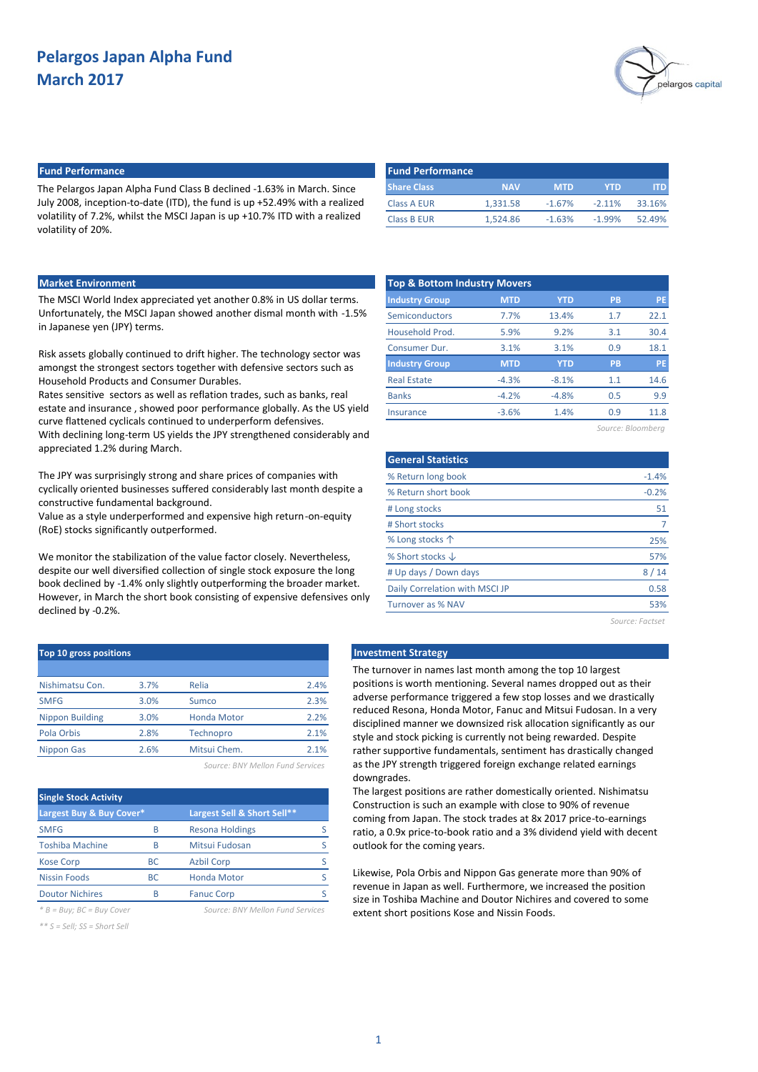# Pelargos Japan Alpha Fund
## March 2017

### Fund Performance

The Pelargos Japan Alpha Fund Class B declined -1.63% in March. Since July 2008, inception-to-date (ITD), the fund is up +52.49% with a realized volatility of 7.2%, whilst the MSCI Japan is up +10.7% ITD with a realized volatility of 20%.

| Share Class | NAV | MTD | YTD | ITD |
|---|---|---|---|---|
| Class A EUR | 1,331.58 | -1.67% | -2.11% | 33.16% |
| Class B EUR | 1,524.86 | -1.63% | -1.99% | 52.49% |

### Market Environment

The MSCI World Index appreciated yet another 0.8% in US dollar terms. Unfortunately, the MSCI Japan showed another dismal month with -1.5% in Japanese yen (JPY) terms.

Risk assets globally continued to drift higher. The technology sector was amongst the strongest sectors together with defensive sectors such as Household Products and Consumer Durables.
Rates sensitive sectors as well as reflation trades, such as banks, real estate and insurance, showed poor performance globally. As the US yield curve flattened cyclicals continued to underperform defensives.
With declining long-term US yields the JPY strengthened considerably and appreciated 1.2% during March.

The JPY was surprisingly strong and share prices of companies with cyclically oriented businesses suffered considerably last month despite a constructive fundamental background.
Value as a style underperformed and expensive high return-on-equity (RoE) stocks significantly outperformed.

We monitor the stabilization of the value factor closely. Nevertheless, despite our well diversified collection of single stock exposure the long book declined by -1.4% only slightly outperforming the broader market. However, in March the short book consisting of expensive defensives only declined by -0.2%.

### Top & Bottom Industry Movers

| Industry Group | MTD | YTD | PB | PE |
|---|---|---|---|---|
| Semiconductors | 7.7% | 13.4% | 1.7 | 22.1 |
| Household Prod. | 5.9% | 9.2% | 3.1 | 30.4 |
| Consumer Dur. | 3.1% | 3.1% | 0.9 | 18.1 |
| **Industry Group** | **MTD** | **YTD** | **PB** | **PE** |
| Real Estate | -4.3% | -8.1% | 1.1 | 14.6 |
| Banks | -4.2% | -4.8% | 0.5 | 9.9 |
| Insurance | -3.6% | 1.4% | 0.9 | 11.8 |

*Source: Bloomberg*

### General Statistics

| | |
|---|---|
| % Return long book | -1.4% |
| % Return short book | -0.2% |
| # Long stocks | 51 |
| # Short stocks | 7 |
| % Long stocks ↑ | 25% |
| % Short stocks ↓ | 57% |
| # Up days / Down days | 8 / 14 |
| Daily Correlation with MSCI JP | 0.58 |
| Turnover as % NAV | 53% |

*Source: Factset*

### Top 10 gross positions

| | | | |
|---|---|---|---|
| Nishimatsu Con. | 3.7% | Relia | 2.4% |
| SMFG | 3.0% | Sumco | 2.3% |
| Nippon Building | 3.0% | Honda Motor | 2.2% |
| Pola Orbis | 2.8% | Technopro | 2.1% |
| Nippon Gas | 2.6% | Mitsui Chem. | 2.1% |

*Source: BNY Mellon Fund Services*

### Single Stock Activity

| Largest Buy & Buy Cover* | | Largest Sell & Short Sell** | |
|---|---|---|---|
| SMFG | B | Resona Holdings | S |
| Toshiba Machine | B | Mitsui Fudosan | S |
| Kose Corp | BC | Azbil Corp | S |
| Nissin Foods | BC | Honda Motor | S |
| Doutor Nichires | B | Fanuc Corp | S |

*\* B = Buy; BC = Buy Cover*
*\*\* S = Sell; SS = Short Sell*
*Source: BNY Mellon Fund Services*

### Investment Strategy

The turnover in names last month among the top 10 largest positions is worth mentioning. Several names dropped out as their adverse performance triggered a few stop losses and we drastically reduced Resona, Honda Motor, Fanuc and Mitsui Fudosan. In a very disciplined manner we downsized risk allocation significantly as our style and stock picking is currently not being rewarded. Despite rather supportive fundamentals, sentiment has drastically changed as the JPY strength triggered foreign exchange related earnings downgrades.
The largest positions are rather domestically oriented. Nishimatsu Construction is such an example with close to 90% of revenue coming from Japan. The stock trades at 8x 2017 price-to-earnings ratio, a 0.9x price-to-book ratio and a 3% dividend yield with decent outlook for the coming years.

Likewise, Pola Orbis and Nippon Gas generate more than 90% of revenue in Japan as well. Furthermore, we increased the position size in Toshiba Machine and Doutor Nichires and covered to some extent short positions Kose and Nissin Foods.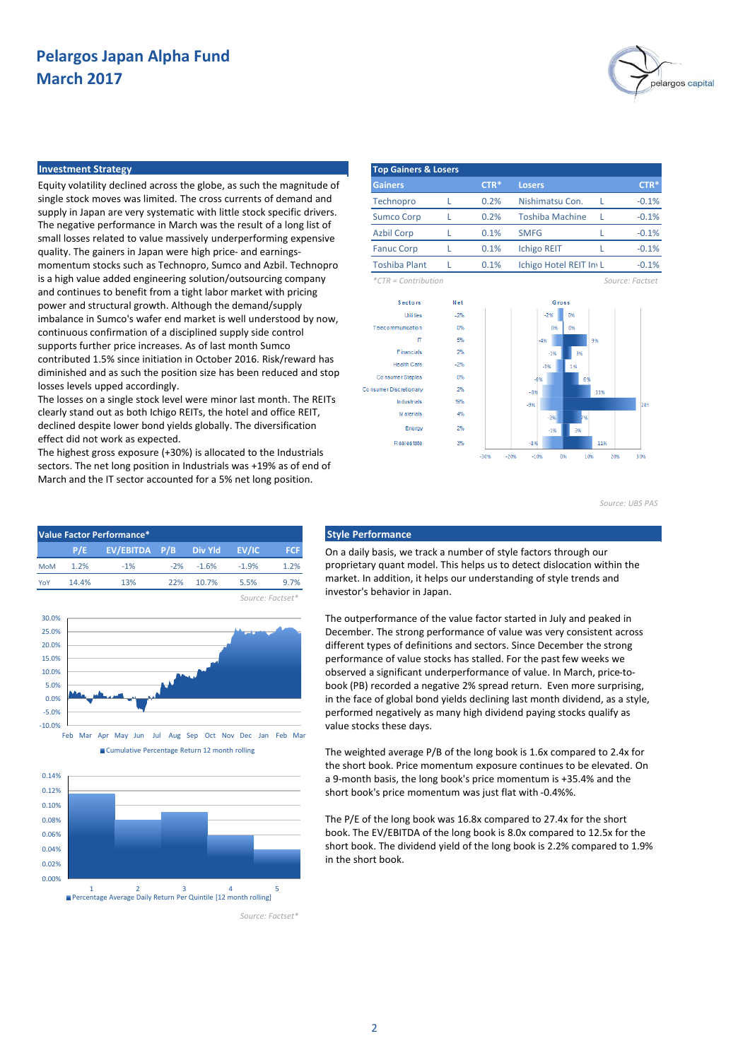# Pelargos Japan Alpha Fund
# March 2017

## Investment Strategy

Equity volatility declined across the globe, as such the magnitude of single stock moves was limited. The cross currents of demand and supply in Japan are very systematic with little stock specific drivers. The negative performance in March was the result of a long list of small losses related to value massively underperforming expensive quality. The gainers in Japan were high price- and earnings-momentum stocks such as Technopro, Sumco and Azbil. Technopro is a high value added engineering solution/outsourcing company and continues to benefit from a tight labor market with pricing power and structural growth. Although the demand/supply imbalance in Sumco's wafer end market is well understood by now, continuous confirmation of a disciplined supply side control supports further price increases. As of last month Sumco contributed 1.5% since initiation in October 2016. Risk/reward has diminished and as such the position size has been reduced and stop losses levels upped accordingly.

The losses on a single stock level were minor last month. The REITs clearly stand out as both Ichigo REITs, the hotel and office REIT, declined despite lower bond yields globally. The diversification effect did not work as expected.

The highest gross exposure (+30%) is allocated to the Industrials sectors. The net long position in Industrials was +19% as of end of March and the IT sector accounted for a 5% net long position.

## Top Gainers & Losers

| Gainers | | CTR* | Losers | | CTR* |
|---|---|---|---|---|---|
| Technopro | L | 0.2% | Nishimatsu Con. | L | -0.1% |
| Sumco Corp | L | 0.2% | Toshiba Machine | L | -0.1% |
| Azbil Corp | L | 0.1% | SMFG | L | -0.1% |
| Fanuc Corp | L | 0.1% | Ichigo REIT | L | -0.1% |
| Toshiba Plant | L | 0.1% | Ichigo Hotel REIT In | L | -0.1% |

*CTR = Contribution

Source: Factset

| Sectors | Net |
|---|---|
| Utilities | -2% |
| Telecommunication | 0% |
| IT | 5% |
| Financials | 2% |
| Health Care | -2% |
| Consumer Staples | 0% |
| Consumer Discretionary | 2% |
| Industrials | 19% |
| Materials | 4% |
| Energy | 2% |
| Real estate | 3% |

Source: UBS PAS

## Value Factor Performance*

| | P/E | EV/EBITDA | P/B | Div Yld | EV/IC | FCF |
|---|---|---|---|---|---|---|
| MoM | 1.2% | -1% | -2% | -1.6% | -1.9% | 1.2% |
| YoY | 14.4% | 13% | 22% | 10.7% | 5.5% | 9.7% |

Source: Factset*

Cumulative Percentage Return 12 month rolling

Percentage Average Daily Return Per Quintile [12 month rolling]

Source: Factset*

## Style Performance

On a daily basis, we track a number of style factors through our proprietary quant model. This helps us to detect dislocation within the market. In addition, it helps our understanding of style trends and investor's behavior in Japan.

The outperformance of the value factor started in July and peaked in December. The strong performance of value was very consistent across different types of definitions and sectors. Since December the strong performance of value stocks has stalled. For the past few weeks we observed a significant underperformance of value. In March, price-to-book (PB) recorded a negative 2% spread return. Even more surprising, in the face of global bond yields declining last month dividend, as a style, performed negatively as many high dividend paying stocks qualify as value stocks these days.

The weighted average P/B of the long book is 1.6x compared to 2.4x for the short book. Price momentum exposure continues to be elevated. On a 9-month basis, the long book's price momentum is +35.4% and the short book's price momentum was just flat with -0.4%%.

The P/E of the long book was 16.8x compared to 27.4x for the short book. The EV/EBITDA of the long book is 8.0x compared to 12.5x for the short book. The dividend yield of the long book is 2.2% compared to 1.9% in the short book.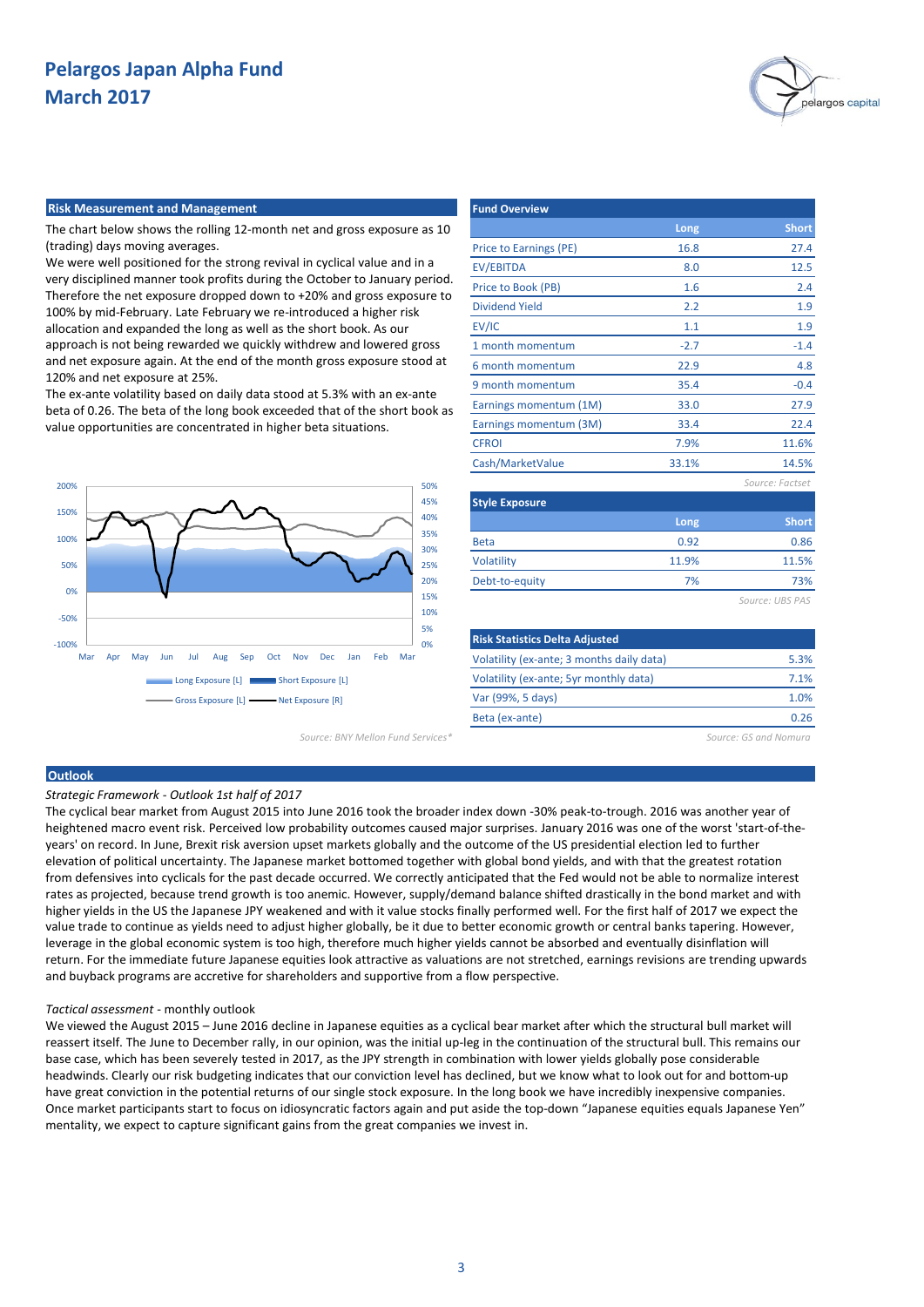# Pelargos Japan Alpha Fund
## March 2017

### Risk Measurement and Management

The chart below shows the rolling 12-month net and gross exposure as 10 (trading) days moving averages.

We were well positioned for the strong revival in cyclical value and in a very disciplined manner took profits during the October to January period. Therefore the net exposure dropped down to +20% and gross exposure to 100% by mid-February. Late February we re-introduced a higher risk allocation and expanded the long as well as the short book. As our approach is not being rewarded we quickly withdrew and lowered gross and net exposure again. At the end of the month gross exposure stood at 120% and net exposure at 25%.

The ex-ante volatility based on daily data stood at 5.3% with an ex-ante beta of 0.26. The beta of the long book exceeded that of the short book as value opportunities are concentrated in higher beta situations.

Long Exposure [L] | Short Exposure [L] | Gross Exposure [L] | Net Exposure [R]

*Source: BNY Mellon Fund Services\**

### Fund Overview

| | Long | Short |
|---|---|---|
| Price to Earnings (PE) | 16.8 | 27.4 |
| EV/EBITDA | 8.0 | 12.5 |
| Price to Book (PB) | 1.6 | 2.4 |
| Dividend Yield | 2.2 | 1.9 |
| EV/IC | 1.1 | 1.9 |
| 1 month momentum | -2.7 | -1.4 |
| 6 month momentum | 22.9 | 4.8 |
| 9 month momentum | 35.4 | -0.4 |
| Earnings momentum (1M) | 33.0 | 27.9 |
| Earnings momentum (3M) | 33.4 | 22.4 |
| CFROI | 7.9% | 11.6% |
| Cash/MarketValue | 33.1% | 14.5% |

*Source: Factset*

### Style Exposure

| | Long | Short |
|---|---|---|
| Beta | 0.92 | 0.86 |
| Volatility | 11.9% | 11.5% |
| Debt-to-equity | 7% | 73% |

*Source: UBS PAS*

### Risk Statistics Delta Adjusted

| | |
|---|---|
| Volatility (ex-ante; 3 months daily data) | 5.3% |
| Volatility (ex-ante; 5yr monthly data) | 7.1% |
| Var (99%, 5 days) | 1.0% |
| Beta (ex-ante) | 0.26 |

*Source: GS and Nomura*

### Outlook

*Strategic Framework - Outlook 1st half of 2017*

The cyclical bear market from August 2015 into June 2016 took the broader index down -30% peak-to-trough. 2016 was another year of heightened macro event risk. Perceived low probability outcomes caused major surprises. January 2016 was one of the worst 'start-of-the-years' on record. In June, Brexit risk aversion upset markets globally and the outcome of the US presidential election led to further elevation of political uncertainty. The Japanese market bottomed together with global bond yields, and with that the greatest rotation from defensives into cyclicals for the past decade occurred. We correctly anticipated that the Fed would not be able to normalize interest rates as projected, because trend growth is too anemic. However, supply/demand balance shifted drastically in the bond market and with higher yields in the US the Japanese JPY weakened and with it value stocks finally performed well. For the first half of 2017 we expect the value trade to continue as yields need to adjust higher globally, be it due to better economic growth or central banks tapering. However, leverage in the global economic system is too high, therefore much higher yields cannot be absorbed and eventually disinflation will return. For the immediate future Japanese equities look attractive as valuations are not stretched, earnings revisions are trending upwards and buyback programs are accretive for shareholders and supportive from a flow perspective.

*Tactical assessment* - monthly outlook

We viewed the August 2015 – June 2016 decline in Japanese equities as a cyclical bear market after which the structural bull market will reassert itself. The June to December rally, in our opinion, was the initial up-leg in the continuation of the structural bull. This remains our base case, which has been severely tested in 2017, as the JPY strength in combination with lower yields globally pose considerable headwinds. Clearly our risk budgeting indicates that our conviction level has declined, but we know what to look out for and bottom-up have great conviction in the potential returns of our single stock exposure. In the long book we have incredibly inexpensive companies. Once market participants start to focus on idiosyncratic factors again and put aside the top-down "Japanese equities equals Japanese Yen" mentality, we expect to capture significant gains from the great companies we invest in.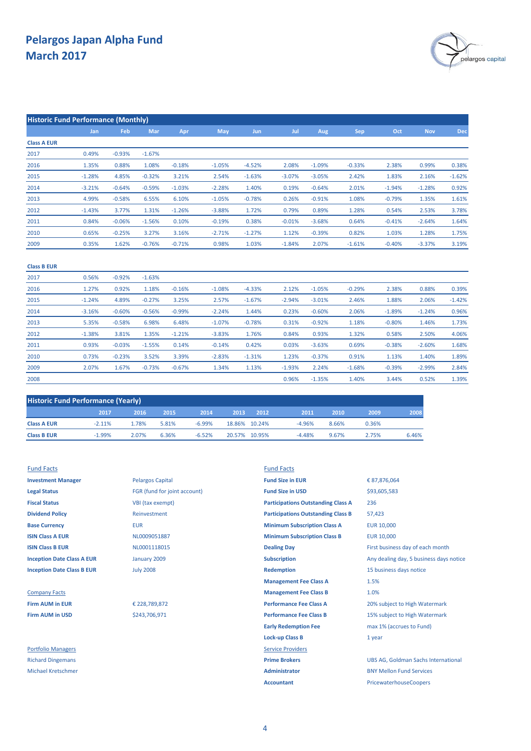# Pelargos Japan Alpha Fund
# March 2017

## Historic Fund Performance (Monthly)

| | Jan | Feb | Mar | Apr | May | Jun | Jul | Aug | Sep | Oct | Nov | Dec |
|---|---|---|---|---|---|---|---|---|---|---|---|---|
| **Class A EUR** | | | | | | | | | | | | |
| 2017 | 0.49% | -0.93% | -1.67% | | | | | | | | | |
| 2016 | 1.35% | 0.88% | 1.08% | -0.18% | -1.05% | -4.52% | 2.08% | -1.09% | -0.33% | 2.38% | 0.99% | 0.38% |
| 2015 | -1.28% | 4.85% | -0.32% | 3.21% | 2.54% | -1.63% | -3.07% | -3.05% | 2.42% | 1.83% | 2.16% | -1.62% |
| 2014 | -3.21% | -0.64% | -0.59% | -1.03% | -2.28% | 1.40% | 0.19% | -0.64% | 2.01% | -1.94% | -1.28% | 0.92% |
| 2013 | 4.99% | -0.58% | 6.55% | 6.10% | -1.05% | -0.78% | 0.26% | -0.91% | 1.08% | -0.79% | 1.35% | 1.61% |
| 2012 | -1.43% | 3.77% | 1.31% | -1.26% | -3.88% | 1.72% | 0.79% | 0.89% | 1.28% | 0.54% | 2.53% | 3.78% |
| 2011 | 0.84% | -0.06% | -1.56% | 0.10% | -0.19% | 0.38% | -0.01% | -3.68% | 0.64% | -0.41% | -2.64% | 1.64% |
| 2010 | 0.65% | -0.25% | 3.27% | 3.16% | -2.71% | -1.27% | 1.12% | -0.39% | 0.82% | 1.03% | 1.28% | 1.75% |
| 2009 | 0.35% | 1.62% | -0.76% | -0.71% | 0.98% | 1.03% | -1.84% | 2.07% | -1.61% | -0.40% | -3.37% | 3.19% |
| **Class B EUR** | | | | | | | | | | | | |
| 2017 | 0.56% | -0.92% | -1.63% | | | | | | | | | |
| 2016 | 1.27% | 0.92% | 1.18% | -0.16% | -1.08% | -4.33% | 2.12% | -1.05% | -0.29% | 2.38% | 0.88% | 0.39% |
| 2015 | -1.24% | 4.89% | -0.27% | 3.25% | 2.57% | -1.67% | -2.94% | -3.01% | 2.46% | 1.88% | 2.06% | -1.42% |
| 2014 | -3.16% | -0.60% | -0.56% | -0.99% | -2.24% | 1.44% | 0.23% | -0.60% | 2.06% | -1.89% | -1.24% | 0.96% |
| 2013 | 5.35% | -0.58% | 6.98% | 6.48% | -1.07% | -0.78% | 0.31% | -0.92% | 1.18% | -0.80% | 1.46% | 1.73% |
| 2012 | -1.38% | 3.81% | 1.35% | -1.21% | -3.83% | 1.76% | 0.84% | 0.93% | 1.32% | 0.58% | 2.50% | 4.06% |
| 2011 | 0.93% | -0.03% | -1.55% | 0.14% | -0.14% | 0.42% | 0.03% | -3.63% | 0.69% | -0.38% | -2.60% | 1.68% |
| 2010 | 0.73% | -0.23% | 3.52% | 3.39% | -2.83% | -1.31% | 1.23% | -0.37% | 0.91% | 1.13% | 1.40% | 1.89% |
| 2009 | 2.07% | 1.67% | -0.73% | -0.67% | 1.34% | 1.13% | -1.93% | 2.24% | -1.68% | -0.39% | -2.99% | 2.84% |
| 2008 | | | | | | | 0.96% | -1.35% | 1.40% | 3.44% | 0.52% | 1.39% |

## Historic Fund Performance (Yearly)

| | 2017 | 2016 | 2015 | 2014 | 2013 | 2012 | 2011 | 2010 | 2009 | 2008 |
|---|---|---|---|---|---|---|---|---|---|---|
| **Class A EUR** | -2.11% | 1.78% | 5.81% | -6.99% | 18.86% | 10.24% | -4.96% | 8.66% | 0.36% | |
| **Class B EUR** | -1.99% | 2.07% | 6.36% | -6.52% | 20.57% | 10.95% | -4.48% | 9.67% | 2.75% | 6.46% |

### Fund Facts

| | |
|---|---|
| **Investment Manager** | Pelargos Capital |
| **Legal Status** | FGR (fund for joint account) |
| **Fiscal Status** | VBI (tax exempt) |
| **Dividend Policy** | Reinvestment |
| **Base Currency** | EUR |
| **ISIN Class A EUR** | NL0009051887 |
| **ISIN Class B EUR** | NL0001118015 |
| **Inception Date Class A EUR** | January 2009 |
| **Inception Date Class B EUR** | July 2008 |

### Company Facts

| | |
|---|---|
| **Firm AUM in EUR** | € 228,789,872 |
| **Firm AUM in USD** | $243,706,971 |

### Portfolio Managers

Richard Dingemans

Michael Kretschmer

### Fund Facts

| | |
|---|---|
| **Fund Size in EUR** | € 87,876,064 |
| **Fund Size in USD** | $93,605,583 |
| **Participations Outstanding Class A** | 236 |
| **Participations Outstanding Class B** | 57,423 |
| **Minimum Subscription Class A** | EUR 10,000 |
| **Minimum Subscription Class B** | EUR 10,000 |
| **Dealing Day** | First business day of each month |
| **Subscription** | Any dealing day, 5 business days notice |
| **Redemption** | 15 business days notice |
| **Management Fee Class A** | 1.5% |
| **Management Fee Class B** | 1.0% |
| **Performance Fee Class A** | 20% subject to High Watermark |
| **Performance Fee Class B** | 15% subject to High Watermark |
| **Early Redemption Fee** | max 1% (accrues to Fund) |
| **Lock-up Class B** | 1 year |

### Service Providers

| | |
|---|---|
| **Prime Brokers** | UBS AG, Goldman Sachs International |
| **Administrator** | BNY Mellon Fund Services |
| **Accountant** | PricewaterhouseCoopers |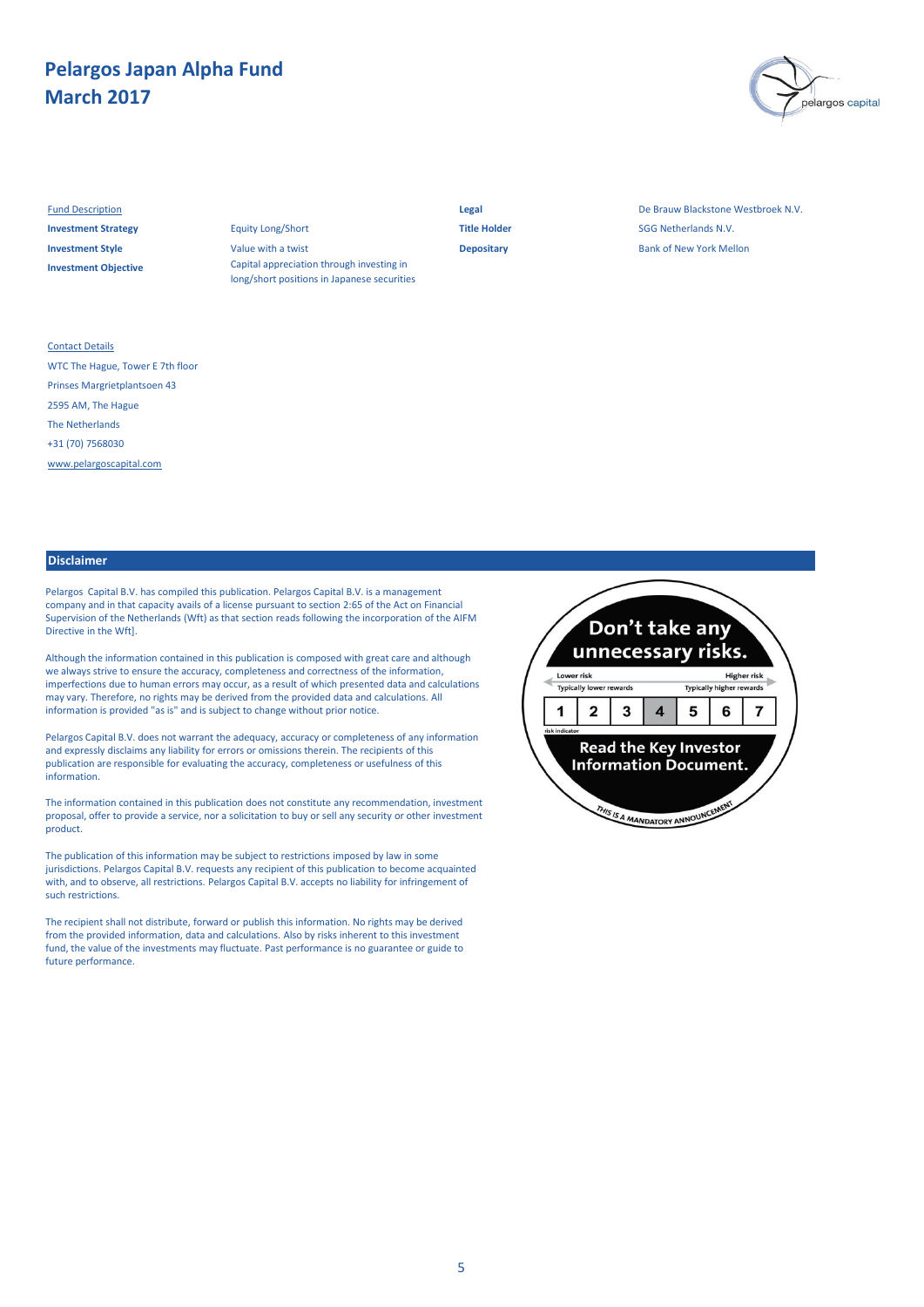# Pelargos Japan Alpha Fund
# March 2017

pelargos capital

| | | | |
|---|---|---|---|
| Fund Description | | **Legal** | De Brauw Blackstone Westbroek N.V. |
| **Investment Strategy** | Equity Long/Short | **Title Holder** | SGG Netherlands N.V. |
| **Investment Style** | Value with a twist | **Depositary** | Bank of New York Mellon |
| **Investment Objective** | Capital appreciation through investing in long/short positions in Japanese securities | | |

Contact Details

WTC The Hague, Tower E 7th floor
Prinses Margrietplantsoen 43
2595 AM, The Hague
The Netherlands
+31 (70) 7568030
www.pelargoscapital.com

## Disclaimer

Pelargos Capital B.V. has compiled this publication. Pelargos Capital B.V. is a management company and in that capacity avails of a license pursuant to section 2:65 of the Act on Financial Supervision of the Netherlands (Wft) as that section reads following the incorporation of the AIFM Directive in the Wft].

Although the information contained in this publication is composed with great care and although we always strive to ensure the accuracy, completeness and correctness of the information, imperfections due to human errors may occur, as a result of which presented data and calculations may vary. Therefore, no rights may be derived from the provided data and calculations. All information is provided "as is" and is subject to change without prior notice.

Pelargos Capital B.V. does not warrant the adequacy, accuracy or completeness of any information and expressly disclaims any liability for errors or omissions therein. The recipients of this publication are responsible for evaluating the accuracy, completeness or usefulness of this information.

The information contained in this publication does not constitute any recommendation, investment proposal, offer to provide a service, nor a solicitation to buy or sell any security or other investment product.

The publication of this information may be subject to restrictions imposed by law in some jurisdictions. Pelargos Capital B.V. requests any recipient of this publication to become acquainted with, and to observe, all restrictions. Pelargos Capital B.V. accepts no liability for infringement of such restrictions.

The recipient shall not distribute, forward or publish this information. No rights may be derived from the provided information, data and calculations. Also by risks inherent to this investment fund, the value of the investments may fluctuate. Past performance is no guarantee or guide to future performance.

Don't take any unnecessary risks.

Lower risk — Higher risk
Typically lower rewards — Typically higher rewards

1 2 3 4 5 6 7

risk indicator

Read the Key Investor Information Document.

THIS IS A MANDATORY ANNOUNCEMENT